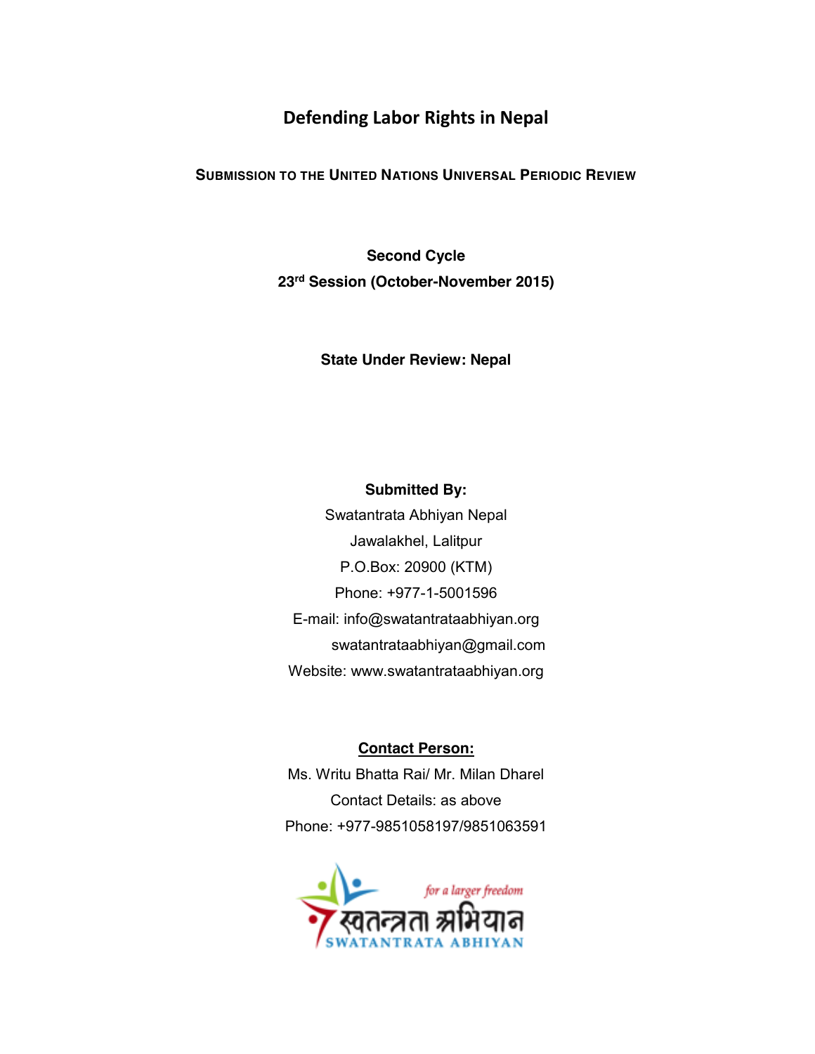# Defending Labor Rights in Nepal

**SUBMISSION TO THE UNITED NATIONS UNIVERSAL PERIODIC REVIEW**

**Second Cycle**

**23rd Session (October-November 2015)**

**State Under Review: Nepal**

**Submitted By:**

Swatantrata Abhiyan Nepal

Jawalakhel, Lalitpur

P.O.Box: 20900 (KTM)

Phone: +977-1-5001596

E-mail: info@swatantrataabhiyan.org

swatantrataabhiyan@gmail.com

Website: www.swatantrataabhiyan.org

**Contact Person:**

Ms. Writu Bhatta Rai/ Mr. Milan Dharel

Contact Details: as above

Phone: +977-9851058197/9851063591

*for a larger freedom*

स्वतन्त्रता अभियान

SWATANTRATA ABHIYAN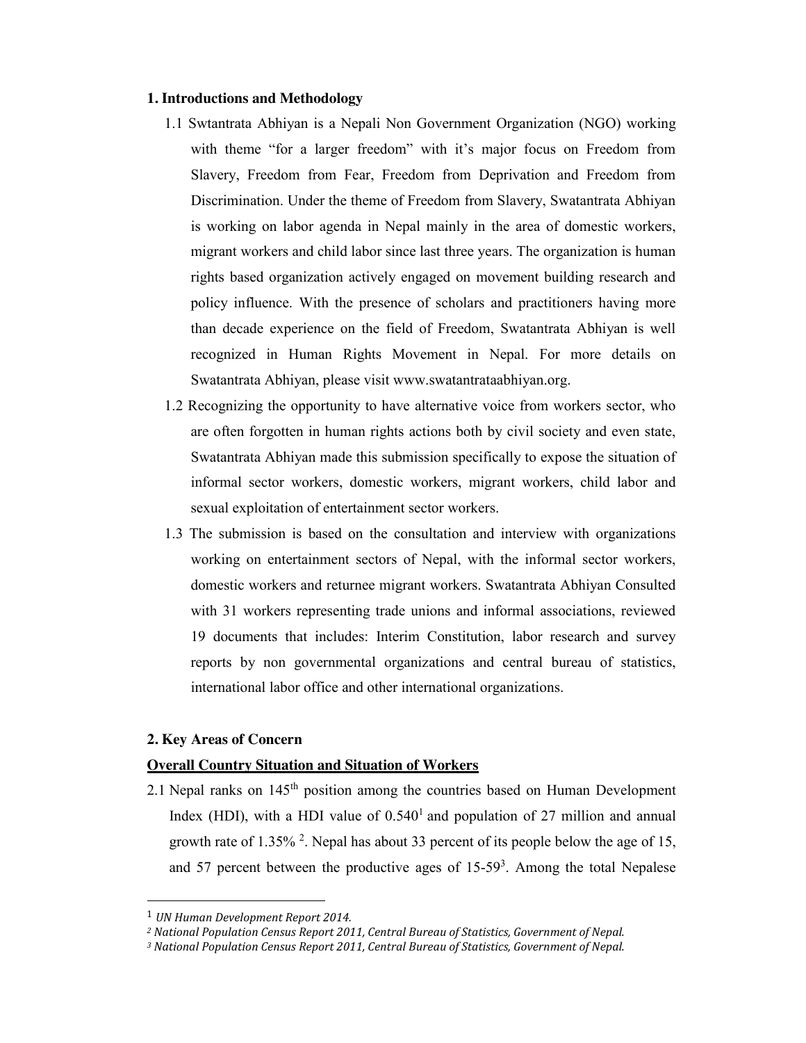## 1. Introductions and Methodology

1.1 Swtantrata Abhiyan is a Nepali Non Government Organization (NGO) working with theme "for a larger freedom" with it's major focus on Freedom from Slavery, Freedom from Fear, Freedom from Deprivation and Freedom from Discrimination. Under the theme of Freedom from Slavery, Swatantrata Abhiyan is working on labor agenda in Nepal mainly in the area of domestic workers, migrant workers and child labor since last three years. The organization is human rights based organization actively engaged on movement building research and policy influence. With the presence of scholars and practitioners having more than decade experience on the field of Freedom, Swatantrata Abhiyan is well recognized in Human Rights Movement in Nepal. For more details on Swatantrata Abhiyan, please visit www.swatantrataabhiyan.org.

1.2 Recognizing the opportunity to have alternative voice from workers sector, who are often forgotten in human rights actions both by civil society and even state, Swatantrata Abhiyan made this submission specifically to expose the situation of informal sector workers, domestic workers, migrant workers, child labor and sexual exploitation of entertainment sector workers.

1.3 The submission is based on the consultation and interview with organizations working on entertainment sectors of Nepal, with the informal sector workers, domestic workers and returnee migrant workers. Swatantrata Abhiyan Consulted with 31 workers representing trade unions and informal associations, reviewed 19 documents that includes: Interim Constitution, labor research and survey reports by non governmental organizations and central bureau of statistics, international labor office and other international organizations.

## 2. Key Areas of Concern

**Overall Country Situation and Situation of Workers**

2.1 Nepal ranks on 145th position among the countries based on Human Development Index (HDI), with a HDI value of 0.540[1] and population of 27 million and annual growth rate of 1.35% [2]. Nepal has about 33 percent of its people below the age of 15, and 57 percent between the productive ages of 15-59[3]. Among the total Nepalese

---

1 *UN Human Development Report 2014.*

2 *National Population Census Report 2011, Central Bureau of Statistics, Government of Nepal.*

3 *National Population Census Report 2011, Central Bureau of Statistics, Government of Nepal.*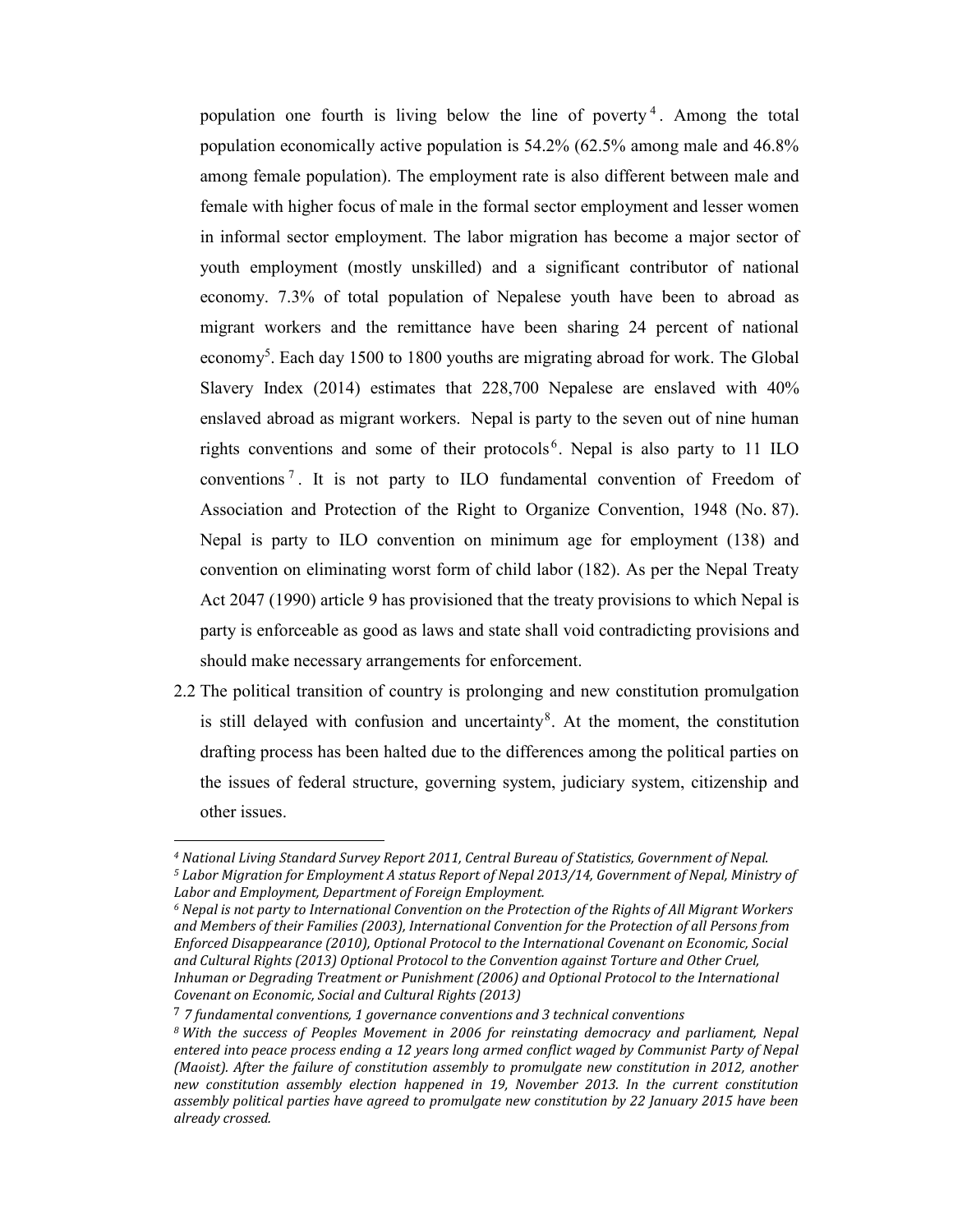population one fourth is living below the line of poverty[4]. Among the total population economically active population is 54.2% (62.5% among male and 46.8% among female population). The employment rate is also different between male and female with higher focus of male in the formal sector employment and lesser women in informal sector employment. The labor migration has become a major sector of youth employment (mostly unskilled) and a significant contributor of national economy. 7.3% of total population of Nepalese youth have been to abroad as migrant workers and the remittance have been sharing 24 percent of national economy[5]. Each day 1500 to 1800 youths are migrating abroad for work. The Global Slavery Index (2014) estimates that 228,700 Nepalese are enslaved with 40% enslaved abroad as migrant workers. Nepal is party to the seven out of nine human rights conventions and some of their protocols[6]. Nepal is also party to 11 ILO conventions[7]. It is not party to ILO fundamental convention of Freedom of Association and Protection of the Right to Organize Convention, 1948 (No. 87). Nepal is party to ILO convention on minimum age for employment (138) and convention on eliminating worst form of child labor (182). As per the Nepal Treaty Act 2047 (1990) article 9 has provisioned that the treaty provisions to which Nepal is party is enforceable as good as laws and state shall void contradicting provisions and should make necessary arrangements for enforcement.

2.2 The political transition of country is prolonging and new constitution promulgation is still delayed with confusion and uncertainty[8]. At the moment, the constitution drafting process has been halted due to the differences among the political parties on the issues of federal structure, governing system, judiciary system, citizenship and other issues.

---

[4] *National Living Standard Survey Report 2011, Central Bureau of Statistics, Government of Nepal.*

[5] *Labor Migration for Employment A status Report of Nepal 2013/14, Government of Nepal, Ministry of Labor and Employment, Department of Foreign Employment.*

[6] *Nepal is not party to International Convention on the Protection of the Rights of All Migrant Workers and Members of their Families (2003), International Convention for the Protection of all Persons from Enforced Disappearance (2010), Optional Protocol to the International Covenant on Economic, Social and Cultural Rights (2013) Optional Protocol to the Convention against Torture and Other Cruel, Inhuman or Degrading Treatment or Punishment (2006) and Optional Protocol to the International Covenant on Economic, Social and Cultural Rights (2013)*

[7] *7 fundamental conventions, 1 governance conventions and 3 technical conventions*

[8] *With the success of Peoples Movement in 2006 for reinstating democracy and parliament, Nepal entered into peace process ending a 12 years long armed conflict waged by Communist Party of Nepal (Maoist). After the failure of constitution assembly to promulgate new constitution in 2012, another new constitution assembly election happened in 19, November 2013. In the current constitution assembly political parties have agreed to promulgate new constitution by 22 January 2015 have been already crossed.*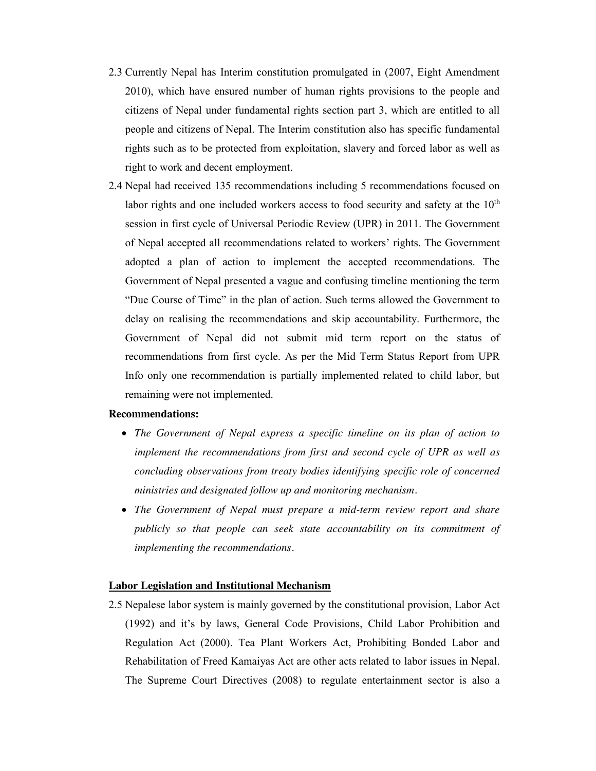2.3 Currently Nepal has Interim constitution promulgated in (2007, Eight Amendment 2010), which have ensured number of human rights provisions to the people and citizens of Nepal under fundamental rights section part 3, which are entitled to all people and citizens of Nepal. The Interim constitution also has specific fundamental rights such as to be protected from exploitation, slavery and forced labor as well as right to work and decent employment.

2.4 Nepal had received 135 recommendations including 5 recommendations focused on labor rights and one included workers access to food security and safety at the 10th session in first cycle of Universal Periodic Review (UPR) in 2011. The Government of Nepal accepted all recommendations related to workers' rights. The Government adopted a plan of action to implement the accepted recommendations. The Government of Nepal presented a vague and confusing timeline mentioning the term "Due Course of Time" in the plan of action. Such terms allowed the Government to delay on realising the recommendations and skip accountability. Furthermore, the Government of Nepal did not submit mid term report on the status of recommendations from first cycle. As per the Mid Term Status Report from UPR Info only one recommendation is partially implemented related to child labor, but remaining were not implemented.

**Recommendations:**

- *The Government of Nepal express a specific timeline on its plan of action to implement the recommendations from first and second cycle of UPR as well as concluding observations from treaty bodies identifying specific role of concerned ministries and designated follow up and monitoring mechanism.*
- *The Government of Nepal must prepare a mid-term review report and share publicly so that people can seek state accountability on its commitment of implementing the recommendations.*

**Labor Legislation and Institutional Mechanism**

2.5 Nepalese labor system is mainly governed by the constitutional provision, Labor Act (1992) and it's by laws, General Code Provisions, Child Labor Prohibition and Regulation Act (2000). Tea Plant Workers Act, Prohibiting Bonded Labor and Rehabilitation of Freed Kamaiyas Act are other acts related to labor issues in Nepal. The Supreme Court Directives (2008) to regulate entertainment sector is also a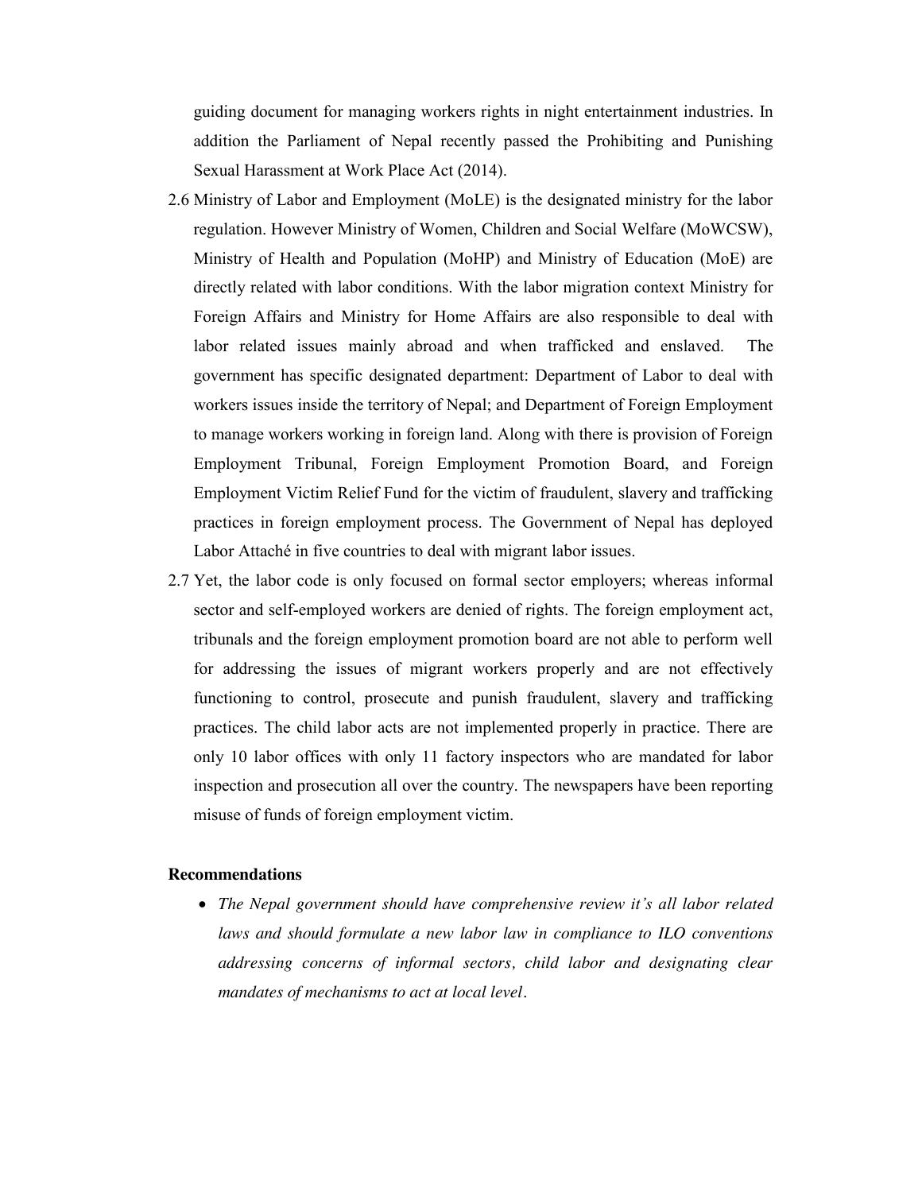guiding document for managing workers rights in night entertainment industries. In addition the Parliament of Nepal recently passed the Prohibiting and Punishing Sexual Harassment at Work Place Act (2014).

2.6 Ministry of Labor and Employment (MoLE) is the designated ministry for the labor regulation. However Ministry of Women, Children and Social Welfare (MoWCSW), Ministry of Health and Population (MoHP) and Ministry of Education (MoE) are directly related with labor conditions. With the labor migration context Ministry for Foreign Affairs and Ministry for Home Affairs are also responsible to deal with labor related issues mainly abroad and when trafficked and enslaved. The government has specific designated department: Department of Labor to deal with workers issues inside the territory of Nepal; and Department of Foreign Employment to manage workers working in foreign land. Along with there is provision of Foreign Employment Tribunal, Foreign Employment Promotion Board, and Foreign Employment Victim Relief Fund for the victim of fraudulent, slavery and trafficking practices in foreign employment process. The Government of Nepal has deployed Labor Attaché in five countries to deal with migrant labor issues.

2.7 Yet, the labor code is only focused on formal sector employers; whereas informal sector and self-employed workers are denied of rights. The foreign employment act, tribunals and the foreign employment promotion board are not able to perform well for addressing the issues of migrant workers properly and are not effectively functioning to control, prosecute and punish fraudulent, slavery and trafficking practices. The child labor acts are not implemented properly in practice. There are only 10 labor offices with only 11 factory inspectors who are mandated for labor inspection and prosecution all over the country. The newspapers have been reporting misuse of funds of foreign employment victim.

**Recommendations**

- *The Nepal government should have comprehensive review it's all labor related laws and should formulate a new labor law in compliance to ILO conventions addressing concerns of informal sectors, child labor and designating clear mandates of mechanisms to act at local level.*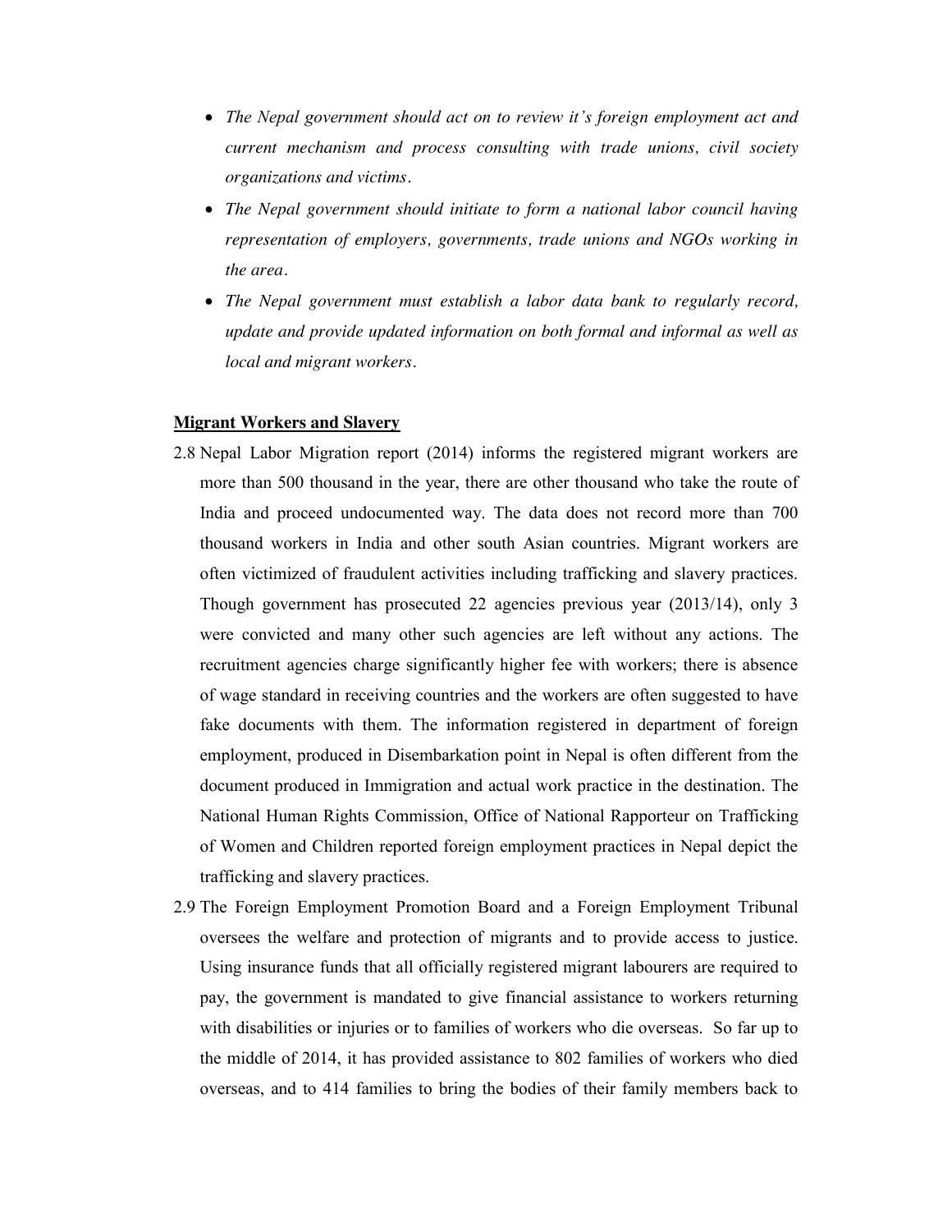- *The Nepal government should act on to review it's foreign employment act and current mechanism and process consulting with trade unions, civil society organizations and victims.*
- *The Nepal government should initiate to form a national labor council having representation of employers, governments, trade unions and NGOs working in the area.*
- *The Nepal government must establish a labor data bank to regularly record, update and provide updated information on both formal and informal as well as local and migrant workers.*

**Migrant Workers and Slavery**

2.8 Nepal Labor Migration report (2014) informs the registered migrant workers are more than 500 thousand in the year, there are other thousand who take the route of India and proceed undocumented way. The data does not record more than 700 thousand workers in India and other south Asian countries. Migrant workers are often victimized of fraudulent activities including trafficking and slavery practices. Though government has prosecuted 22 agencies previous year (2013/14), only 3 were convicted and many other such agencies are left without any actions. The recruitment agencies charge significantly higher fee with workers; there is absence of wage standard in receiving countries and the workers are often suggested to have fake documents with them. The information registered in department of foreign employment, produced in Disembarkation point in Nepal is often different from the document produced in Immigration and actual work practice in the destination. The National Human Rights Commission, Office of National Rapporteur on Trafficking of Women and Children reported foreign employment practices in Nepal depict the trafficking and slavery practices.

2.9 The Foreign Employment Promotion Board and a Foreign Employment Tribunal oversees the welfare and protection of migrants and to provide access to justice. Using insurance funds that all officially registered migrant labourers are required to pay, the government is mandated to give financial assistance to workers returning with disabilities or injuries or to families of workers who die overseas. So far up to the middle of 2014, it has provided assistance to 802 families of workers who died overseas, and to 414 families to bring the bodies of their family members back to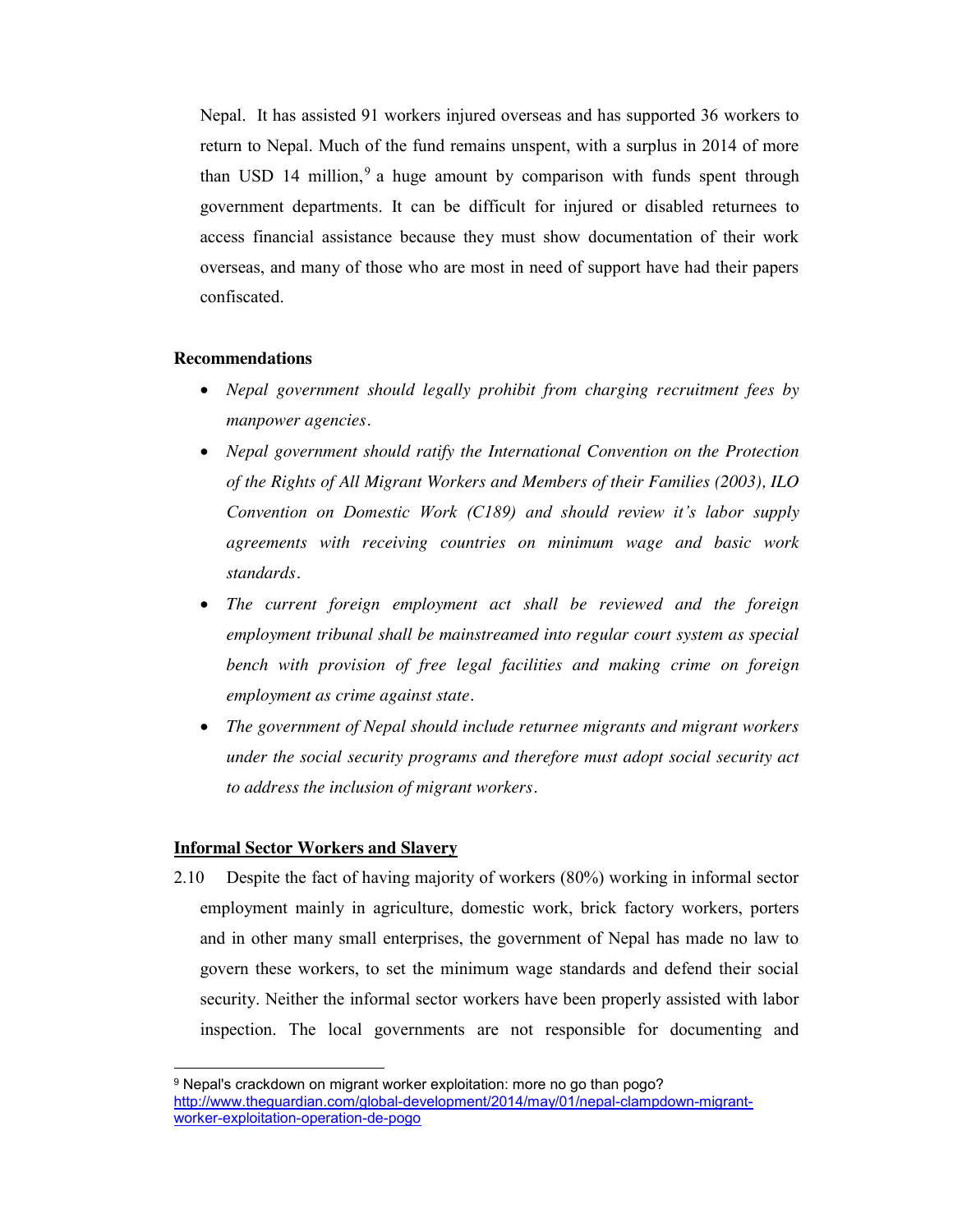Nepal. It has assisted 91 workers injured overseas and has supported 36 workers to return to Nepal. Much of the fund remains unspent, with a surplus in 2014 of more than USD 14 million,[9] a huge amount by comparison with funds spent through government departments. It can be difficult for injured or disabled returnees to access financial assistance because they must show documentation of their work overseas, and many of those who are most in need of support have had their papers confiscated.

**Recommendations**

- *Nepal government should legally prohibit from charging recruitment fees by manpower agencies.*
- *Nepal government should ratify the International Convention on the Protection of the Rights of All Migrant Workers and Members of their Families (2003), ILO Convention on Domestic Work (C189) and should review it's labor supply agreements with receiving countries on minimum wage and basic work standards.*
- *The current foreign employment act shall be reviewed and the foreign employment tribunal shall be mainstreamed into regular court system as special bench with provision of free legal facilities and making crime on foreign employment as crime against state.*
- *The government of Nepal should include returnee migrants and migrant workers under the social security programs and therefore must adopt social security act to address the inclusion of migrant workers.*

**Informal Sector Workers and Slavery**

2.10 Despite the fact of having majority of workers (80%) working in informal sector employment mainly in agriculture, domestic work, brick factory workers, porters and in other many small enterprises, the government of Nepal has made no law to govern these workers, to set the minimum wage standards and defend their social security. Neither the informal sector workers have been properly assisted with labor inspection. The local governments are not responsible for documenting and

---

[9] Nepal's crackdown on migrant worker exploitation: more no go than pogo? http://www.theguardian.com/global-development/2014/may/01/nepal-clampdown-migrant-worker-exploitation-operation-de-pogo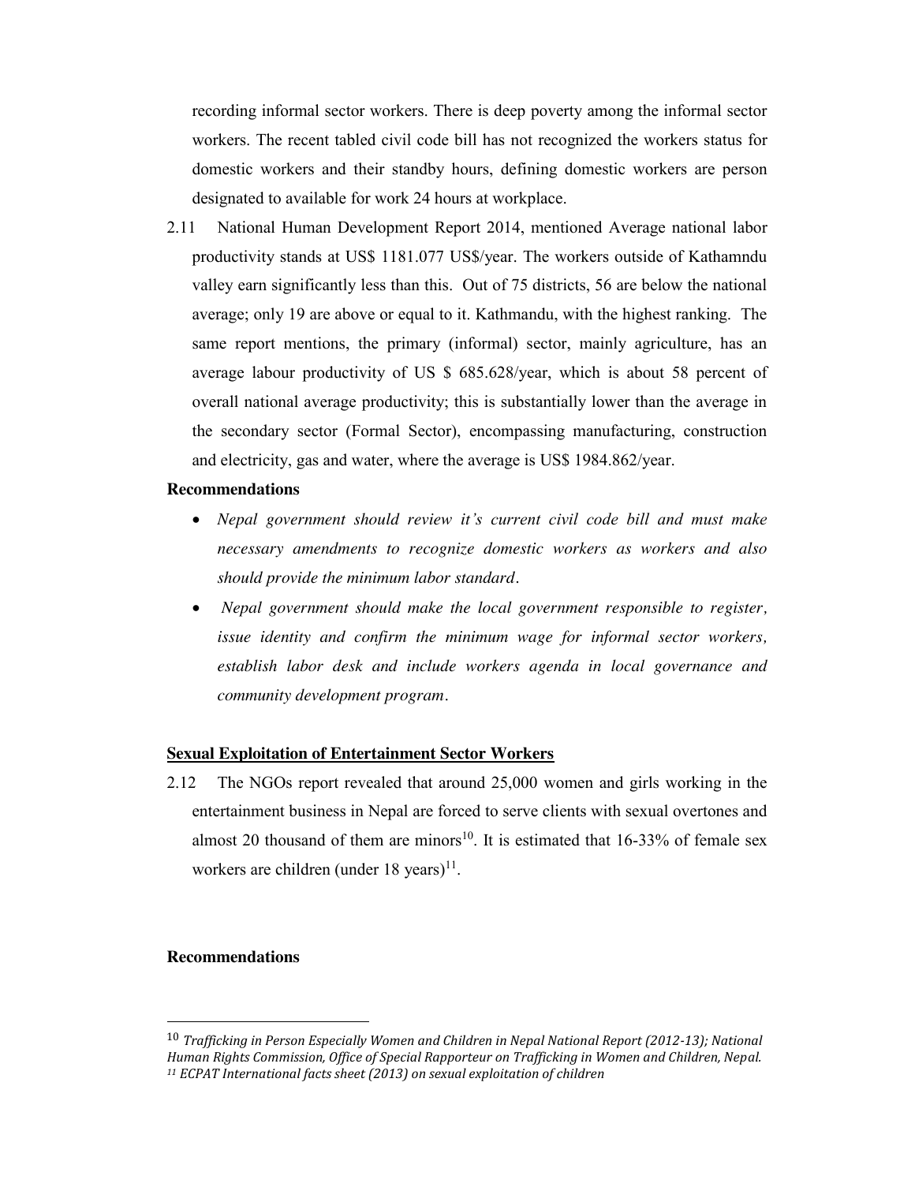recording informal sector workers. There is deep poverty among the informal sector workers. The recent tabled civil code bill has not recognized the workers status for domestic workers and their standby hours, defining domestic workers are person designated to available for work 24 hours at workplace.

2.11 National Human Development Report 2014, mentioned Average national labor productivity stands at US$ 1181.077 US$/year. The workers outside of Kathamndu valley earn significantly less than this. Out of 75 districts, 56 are below the national average; only 19 are above or equal to it. Kathmandu, with the highest ranking. The same report mentions, the primary (informal) sector, mainly agriculture, has an average labour productivity of US $ 685.628/year, which is about 58 percent of overall national average productivity; this is substantially lower than the average in the secondary sector (Formal Sector), encompassing manufacturing, construction and electricity, gas and water, where the average is US$ 1984.862/year.

**Recommendations**

- *Nepal government should review it's current civil code bill and must make necessary amendments to recognize domestic workers as workers and also should provide the minimum labor standard.*
- *Nepal government should make the local government responsible to register, issue identity and confirm the minimum wage for informal sector workers, establish labor desk and include workers agenda in local governance and community development program.*

**<u>Sexual Exploitation of Entertainment Sector Workers</u>**

2.12 The NGOs report revealed that around 25,000 women and girls working in the entertainment business in Nepal are forced to serve clients with sexual overtones and almost 20 thousand of them are minors[10]. It is estimated that 16-33% of female sex workers are children (under 18 years)[11].

**Recommendations**

---

[10] *Trafficking in Person Especially Women and Children in Nepal National Report (2012-13); National Human Rights Commission, Office of Special Rapporteur on Trafficking in Women and Children, Nepal.*

[11] *ECPAT International facts sheet (2013) on sexual exploitation of children*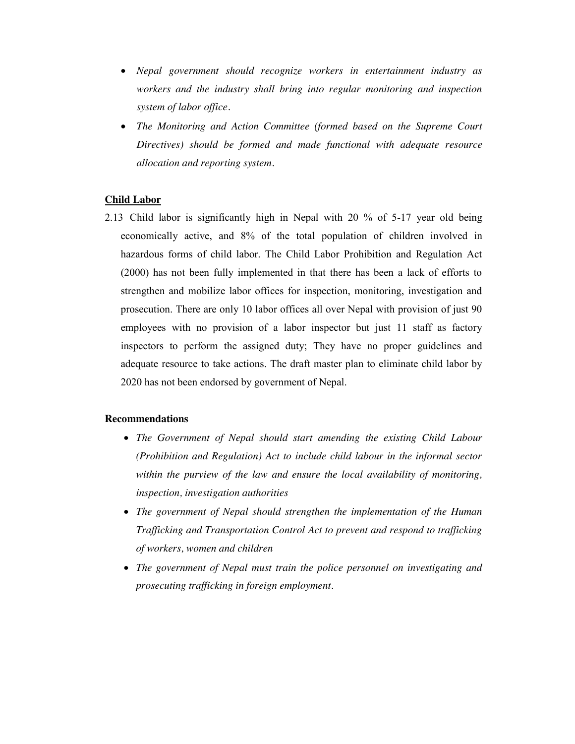- *Nepal government should recognize workers in entertainment industry as workers and the industry shall bring into regular monitoring and inspection system of labor office.*
- *The Monitoring and Action Committee (formed based on the Supreme Court Directives) should be formed and made functional with adequate resource allocation and reporting system.*

**<u>Child Labor</u>**

2.13 Child labor is significantly high in Nepal with 20 % of 5-17 year old being economically active, and 8% of the total population of children involved in hazardous forms of child labor. The Child Labor Prohibition and Regulation Act (2000) has not been fully implemented in that there has been a lack of efforts to strengthen and mobilize labor offices for inspection, monitoring, investigation and prosecution. There are only 10 labor offices all over Nepal with provision of just 90 employees with no provision of a labor inspector but just 11 staff as factory inspectors to perform the assigned duty; They have no proper guidelines and adequate resource to take actions. The draft master plan to eliminate child labor by 2020 has not been endorsed by government of Nepal.

**Recommendations**

- *The Government of Nepal should start amending the existing Child Labour (Prohibition and Regulation) Act to include child labour in the informal sector within the purview of the law and ensure the local availability of monitoring, inspection, investigation authorities*
- *The government of Nepal should strengthen the implementation of the Human Trafficking and Transportation Control Act to prevent and respond to trafficking of workers, women and children*
- *The government of Nepal must train the police personnel on investigating and prosecuting trafficking in foreign employment.*